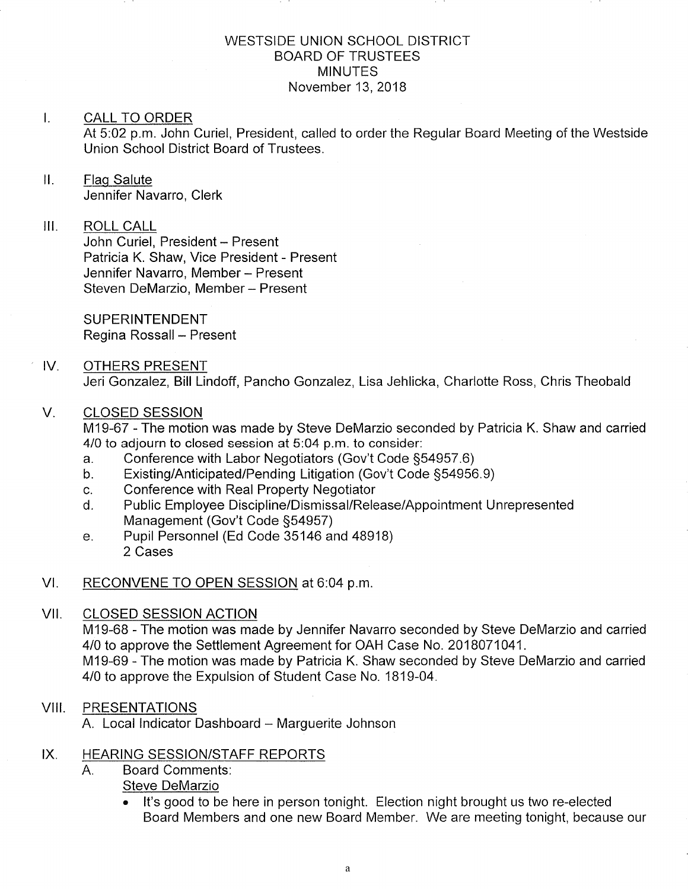# WESTSIDE UNION SCHOOL DISTRICT
## BOARD OF TRUSTEES
## MINUTES
November 13, 2018

I. CALL TO ORDER

At 5:02 p.m. John Curiel, President, called to order the Regular Board Meeting of the Westside Union School District Board of Trustees.

II. Flag Salute

Jennifer Navarro, Clerk

III. ROLL CALL

John Curiel, President – Present
Patricia K. Shaw, Vice President - Present
Jennifer Navarro, Member – Present
Steven DeMarzio, Member – Present

SUPERINTENDENT
Regina Rossall – Present

IV. OTHERS PRESENT

Jeri Gonzalez, Bill Lindoff, Pancho Gonzalez, Lisa Jehlicka, Charlotte Ross, Chris Theobald

V. CLOSED SESSION

M19-67 - The motion was made by Steve DeMarzio seconded by Patricia K. Shaw and carried 4/0 to adjourn to closed session at 5:04 p.m. to consider:

a. Conference with Labor Negotiators (Gov't Code §54957.6)
b. Existing/Anticipated/Pending Litigation (Gov't Code §54956.9)
c. Conference with Real Property Negotiator
d. Public Employee Discipline/Dismissal/Release/Appointment Unrepresented Management (Gov't Code §54957)
e. Pupil Personnel (Ed Code 35146 and 48918)
   2 Cases

VI. RECONVENE TO OPEN SESSION at 6:04 p.m.

VII. CLOSED SESSION ACTION

M19-68 - The motion was made by Jennifer Navarro seconded by Steve DeMarzio and carried 4/0 to approve the Settlement Agreement for OAH Case No. 2018071041.

M19-69 - The motion was made by Patricia K. Shaw seconded by Steve DeMarzio and carried 4/0 to approve the Expulsion of Student Case No. 1819-04.

VIII. PRESENTATIONS

A. Local Indicator Dashboard – Marguerite Johnson

IX. HEARING SESSION/STAFF REPORTS

A. Board Comments:

Steve DeMarzio

- It's good to be here in person tonight. Election night brought us two re-elected Board Members and one new Board Member. We are meeting tonight, because our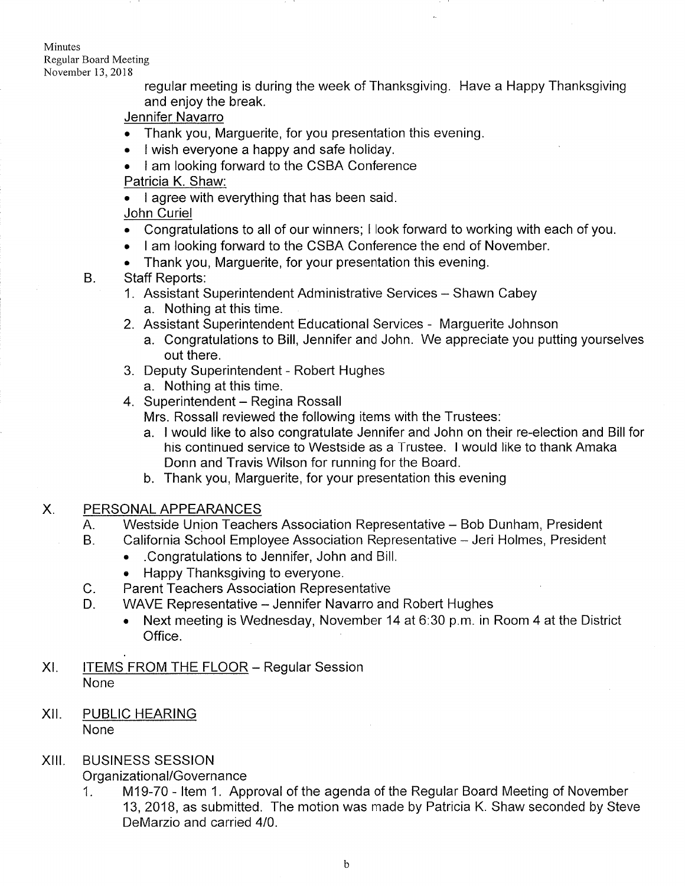regular meeting is during the week of Thanksgiving. Have a Happy Thanksgiving and enjoy the break.

Jennifer Navarro

- Thank you, Marguerite, for you presentation this evening.
- I wish everyone a happy and safe holiday.
- I am looking forward to the CSBA Conference

Patricia K. Shaw:

- I agree with everything that has been said.

John Curiel

- Congratulations to all of our winners; I look forward to working with each of you.
- I am looking forward to the CSBA Conference the end of November.
- Thank you, Marguerite, for your presentation this evening.

B. Staff Reports:

1. Assistant Superintendent Administrative Services – Shawn Cabey
   a. Nothing at this time.
2. Assistant Superintendent Educational Services - Marguerite Johnson
   a. Congratulations to Bill, Jennifer and John. We appreciate you putting yourselves out there.
3. Deputy Superintendent - Robert Hughes
   a. Nothing at this time.
4. Superintendent – Regina Rossall
   Mrs. Rossall reviewed the following items with the Trustees:
   a. I would like to also congratulate Jennifer and John on their re-election and Bill for his continued service to Westside as a Trustee. I would like to thank Amaka Donn and Travis Wilson for running for the Board.
   b. Thank you, Marguerite, for your presentation this evening

X. PERSONAL APPEARANCES

A. Westside Union Teachers Association Representative – Bob Dunham, President

B. California School Employee Association Representative – Jeri Holmes, President

- .Congratulations to Jennifer, John and Bill.
- Happy Thanksgiving to everyone.

C. Parent Teachers Association Representative

D. WAVE Representative – Jennifer Navarro and Robert Hughes

- Next meeting is Wednesday, November 14 at 6:30 p.m. in Room 4 at the District Office.

XI. ITEMS FROM THE FLOOR – Regular Session

None

XII. PUBLIC HEARING

None

XIII. BUSINESS SESSION

Organizational/Governance

1. M19-70 - Item 1. Approval of the agenda of the Regular Board Meeting of November 13, 2018, as submitted. The motion was made by Patricia K. Shaw seconded by Steve DeMarzio and carried 4/0.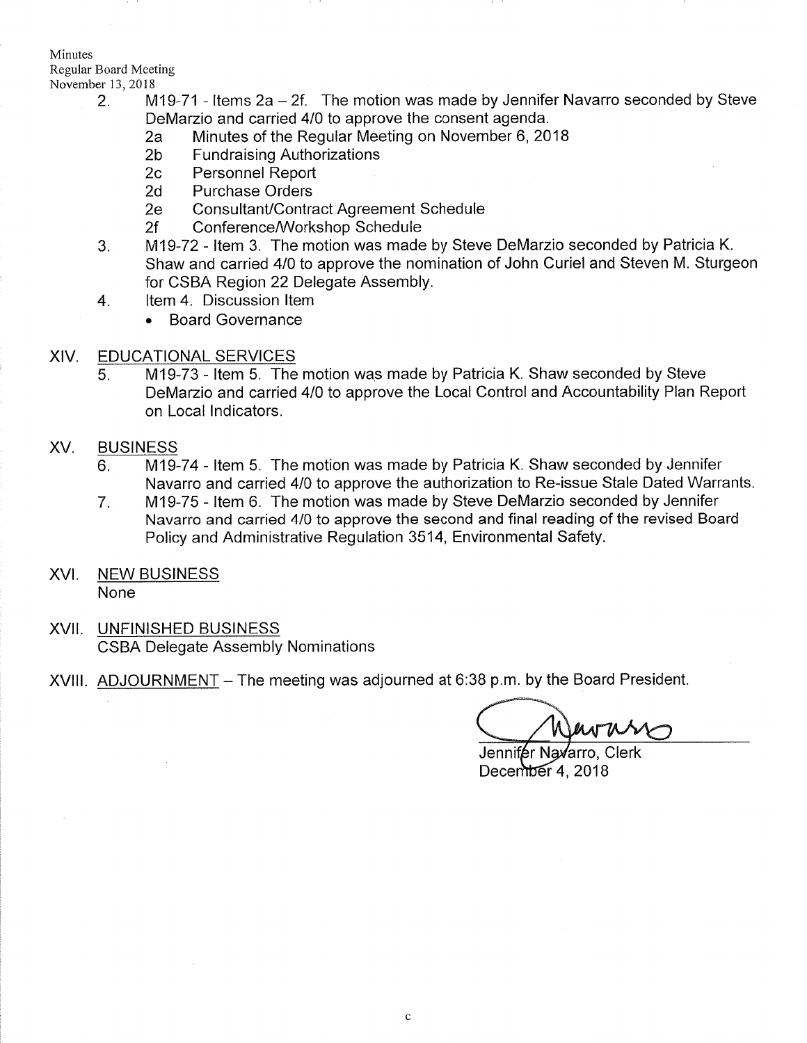2. M19-71 - Items 2a – 2f. The motion was made by Jennifer Navarro seconded by Steve DeMarzio and carried 4/0 to approve the consent agenda.
   - 2a Minutes of the Regular Meeting on November 6, 2018
   - 2b Fundraising Authorizations
   - 2c Personnel Report
   - 2d Purchase Orders
   - 2e Consultant/Contract Agreement Schedule
   - 2f Conference/Workshop Schedule
3. M19-72 - Item 3. The motion was made by Steve DeMarzio seconded by Patricia K. Shaw and carried 4/0 to approve the nomination of John Curiel and Steven M. Sturgeon for CSBA Region 22 Delegate Assembly.
4. Item 4. Discussion Item
   - Board Governance

## XIV. EDUCATIONAL SERVICES

5. M19-73 - Item 5. The motion was made by Patricia K. Shaw seconded by Steve DeMarzio and carried 4/0 to approve the Local Control and Accountability Plan Report on Local Indicators.

## XV. BUSINESS

6. M19-74 - Item 5. The motion was made by Patricia K. Shaw seconded by Jennifer Navarro and carried 4/0 to approve the authorization to Re-issue Stale Dated Warrants.
7. M19-75 - Item 6. The motion was made by Steve DeMarzio seconded by Jennifer Navarro and carried 4/0 to approve the second and final reading of the revised Board Policy and Administrative Regulation 3514, Environmental Safety.

## XVI. NEW BUSINESS

None

## XVII. UNFINISHED BUSINESS

CSBA Delegate Assembly Nominations

## XVIII. ADJOURNMENT – The meeting was adjourned at 6:38 p.m. by the Board President.

Jennifer Navarro, Clerk
December 4, 2018